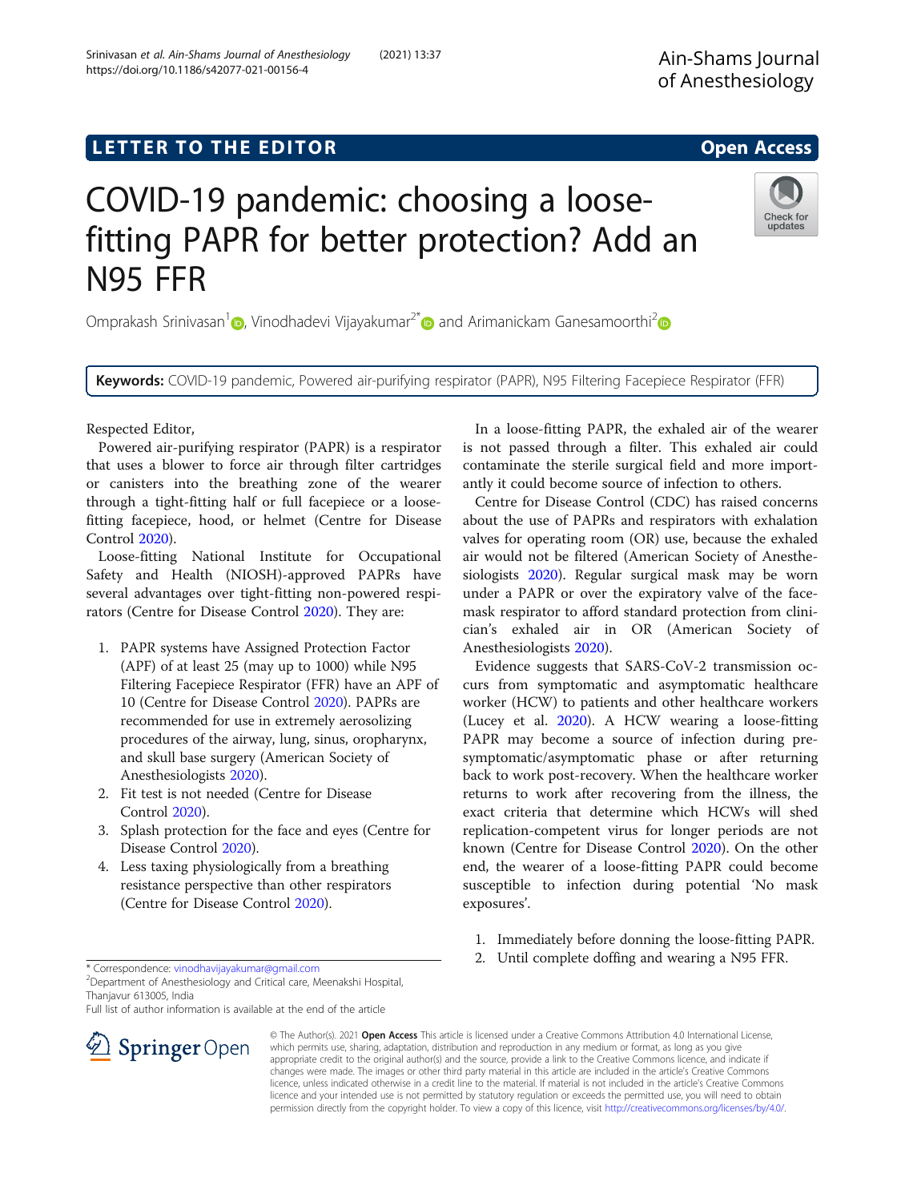LETTER TO THE EDITOR

Open Access

# COVID-19 pandemic: choosing a loose-fitting PAPR for better protection? Add an N95 FFR

Omprakash Srinivasan[1], Vinodhadevi Vijayakumar[2*] and Arimanickam Ganesamoorthi[2]

**Keywords:** COVID-19 pandemic, Powered air-purifying respirator (PAPR), N95 Filtering Facepiece Respirator (FFR)

Respected Editor,

Powered air-purifying respirator (PAPR) is a respirator that uses a blower to force air through filter cartridges or canisters into the breathing zone of the wearer through a tight-fitting half or full facepiece or a loose-fitting facepiece, hood, or helmet (Centre for Disease Control 2020).

Loose-fitting National Institute for Occupational Safety and Health (NIOSH)-approved PAPRs have several advantages over tight-fitting non-powered respirators (Centre for Disease Control 2020). They are:

1. PAPR systems have Assigned Protection Factor (APF) of at least 25 (may up to 1000) while N95 Filtering Facepiece Respirator (FFR) have an APF of 10 (Centre for Disease Control 2020). PAPRs are recommended for use in extremely aerosolizing procedures of the airway, lung, sinus, oropharynx, and skull base surgery (American Society of Anesthesiologists 2020).
2. Fit test is not needed (Centre for Disease Control 2020).
3. Splash protection for the face and eyes (Centre for Disease Control 2020).
4. Less taxing physiologically from a breathing resistance perspective than other respirators (Centre for Disease Control 2020).

In a loose-fitting PAPR, the exhaled air of the wearer is not passed through a filter. This exhaled air could contaminate the sterile surgical field and more importantly it could become source of infection to others.

Centre for Disease Control (CDC) has raised concerns about the use of PAPRs and respirators with exhalation valves for operating room (OR) use, because the exhaled air would not be filtered (American Society of Anesthesiologists 2020). Regular surgical mask may be worn under a PAPR or over the expiratory valve of the facemask respirator to afford standard protection from clinician's exhaled air in OR (American Society of Anesthesiologists 2020).

Evidence suggests that SARS-CoV-2 transmission occurs from symptomatic and asymptomatic healthcare worker (HCW) to patients and other healthcare workers (Lucey et al. 2020). A HCW wearing a loose-fitting PAPR may become a source of infection during pre-symptomatic/asymptomatic phase or after returning back to work post-recovery. When the healthcare worker returns to work after recovering from the illness, the exact criteria that determine which HCWs will shed replication-competent virus for longer periods are not known (Centre for Disease Control 2020). On the other end, the wearer of a loose-fitting PAPR could become susceptible to infection during potential 'No mask exposures'.

1. Immediately before donning the loose-fitting PAPR.
2. Until complete doffing and wearing a N95 FFR.

\* Correspondence: vinodhavijayakumar@gmail.com
[2]Department of Anesthesiology and Critical care, Meenakshi Hospital, Thanjavur 613005, India
Full list of author information is available at the end of the article

© The Author(s). 2021 **Open Access** This article is licensed under a Creative Commons Attribution 4.0 International License, which permits use, sharing, adaptation, distribution and reproduction in any medium or format, as long as you give appropriate credit to the original author(s) and the source, provide a link to the Creative Commons licence, and indicate if changes were made. The images or other third party material in this article are included in the article's Creative Commons licence, unless indicated otherwise in a credit line to the material. If material is not included in the article's Creative Commons licence and your intended use is not permitted by statutory regulation or exceeds the permitted use, you will need to obtain permission directly from the copyright holder. To view a copy of this licence, visit http://creativecommons.org/licenses/by/4.0/.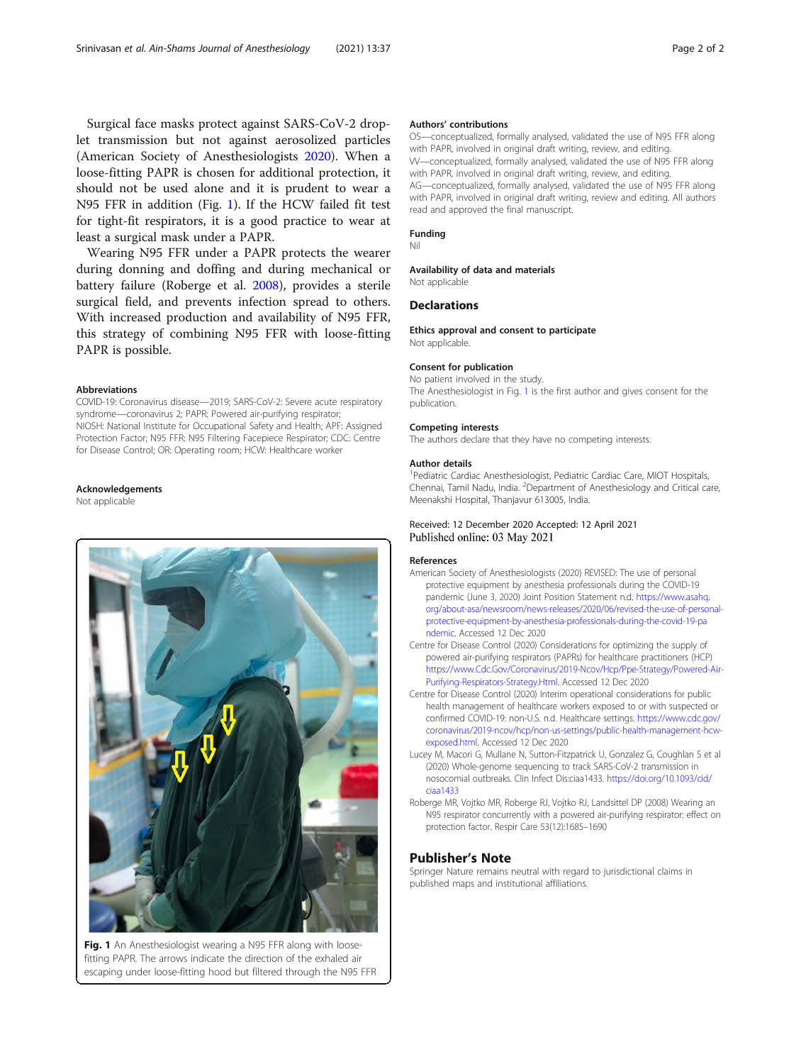Surgical face masks protect against SARS-CoV-2 droplet transmission but not against aerosolized particles (American Society of Anesthesiologists 2020). When a loose-fitting PAPR is chosen for additional protection, it should not be used alone and it is prudent to wear a N95 FFR in addition (Fig. 1). If the HCW failed fit test for tight-fit respirators, it is a good practice to wear at least a surgical mask under a PAPR.

Wearing N95 FFR under a PAPR protects the wearer during donning and doffing and during mechanical or battery failure (Roberge et al. 2008), provides a sterile surgical field, and prevents infection spread to others. With increased production and availability of N95 FFR, this strategy of combining N95 FFR with loose-fitting PAPR is possible.

### Abbreviations

COVID-19: Coronavirus disease—2019; SARS-CoV-2: Severe acute respiratory syndrome—coronavirus 2; PAPR: Powered air-purifying respirator; NIOSH: National Institute for Occupational Safety and Health; APF: Assigned Protection Factor; N95 FFR: N95 Filtering Facepiece Respirator; CDC: Centre for Disease Control; OR: Operating room; HCW: Healthcare worker

### Acknowledgements

Not applicable

**Fig. 1** An Anesthesiologist wearing a N95 FFR along with loose-fitting PAPR. The arrows indicate the direction of the exhaled air escaping under loose-fitting hood but filtered through the N95 FFR

### Authors' contributions

OS—conceptualized, formally analysed, validated the use of N95 FFR along with PAPR, involved in original draft writing, review, and editing.
VV—conceptualized, formally analysed, validated the use of N95 FFR along with PAPR, involved in original draft writing, review, and editing.
AG—conceptualized, formally analysed, validated the use of N95 FFR along with PAPR, involved in original draft writing, review and editing. All authors read and approved the final manuscript.

### Funding

Nil

### Availability of data and materials

Not applicable

## Declarations

### Ethics approval and consent to participate

Not applicable.

### Consent for publication

No patient involved in the study.
The Anesthesiologist in Fig. 1 is the first author and gives consent for the publication.

### Competing interests

The authors declare that they have no competing interests.

### Author details

[1]Pediatric Cardiac Anesthesiologist, Pediatric Cardiac Care, MIOT Hospitals, Chennai, Tamil Nadu, India. [2]Department of Anesthesiology and Critical care, Meenakshi Hospital, Thanjavur 613005, India.

Received: 12 December 2020 Accepted: 12 April 2021
Published online: 03 May 2021

### References

American Society of Anesthesiologists (2020) REVISED: The use of personal protective equipment by anesthesia professionals during the COVID-19 pandemic (June 3, 2020) Joint Position Statement n.d. https://www.asahq.org/about-asa/newsroom/news-releases/2020/06/revised-the-use-of-personal-protective-equipment-by-anesthesia-professionals-during-the-covid-19-pandemic. Accessed 12 Dec 2020

Centre for Disease Control (2020) Considerations for optimizing the supply of powered air-purifying respirators (PAPRs) for healthcare practitioners (HCP) https://www.Cdc.Gov/Coronavirus/2019-Ncov/Hcp/Ppe-Strategy/Powered-Air-Purifying-Respirators-Strategy.Html. Accessed 12 Dec 2020

Centre for Disease Control (2020) Interim operational considerations for public health management of healthcare workers exposed to or with suspected or confirmed COVID-19: non-U.S. n.d. Healthcare settings. https://www.cdc.gov/coronavirus/2019-ncov/hcp/non-us-settings/public-health-management-hcw-exposed.html. Accessed 12 Dec 2020

Lucey M, Macori G, Mullane N, Sutton-Fitzpatrick U, Gonzalez G, Coughlan S et al (2020) Whole-genome sequencing to track SARS-CoV-2 transmission in nosocomial outbreaks. Clin Infect Dis:ciaa1433. https://doi.org/10.1093/cid/ciaa1433

Roberge MR, Vojtko MR, Roberge RJ, Vojtko RJ, Landsittel DP (2008) Wearing an N95 respirator concurrently with a powered air-purifying respirator: effect on protection factor. Respir Care 53(12):1685–1690

## Publisher's Note

Springer Nature remains neutral with regard to jurisdictional claims in published maps and institutional affiliations.